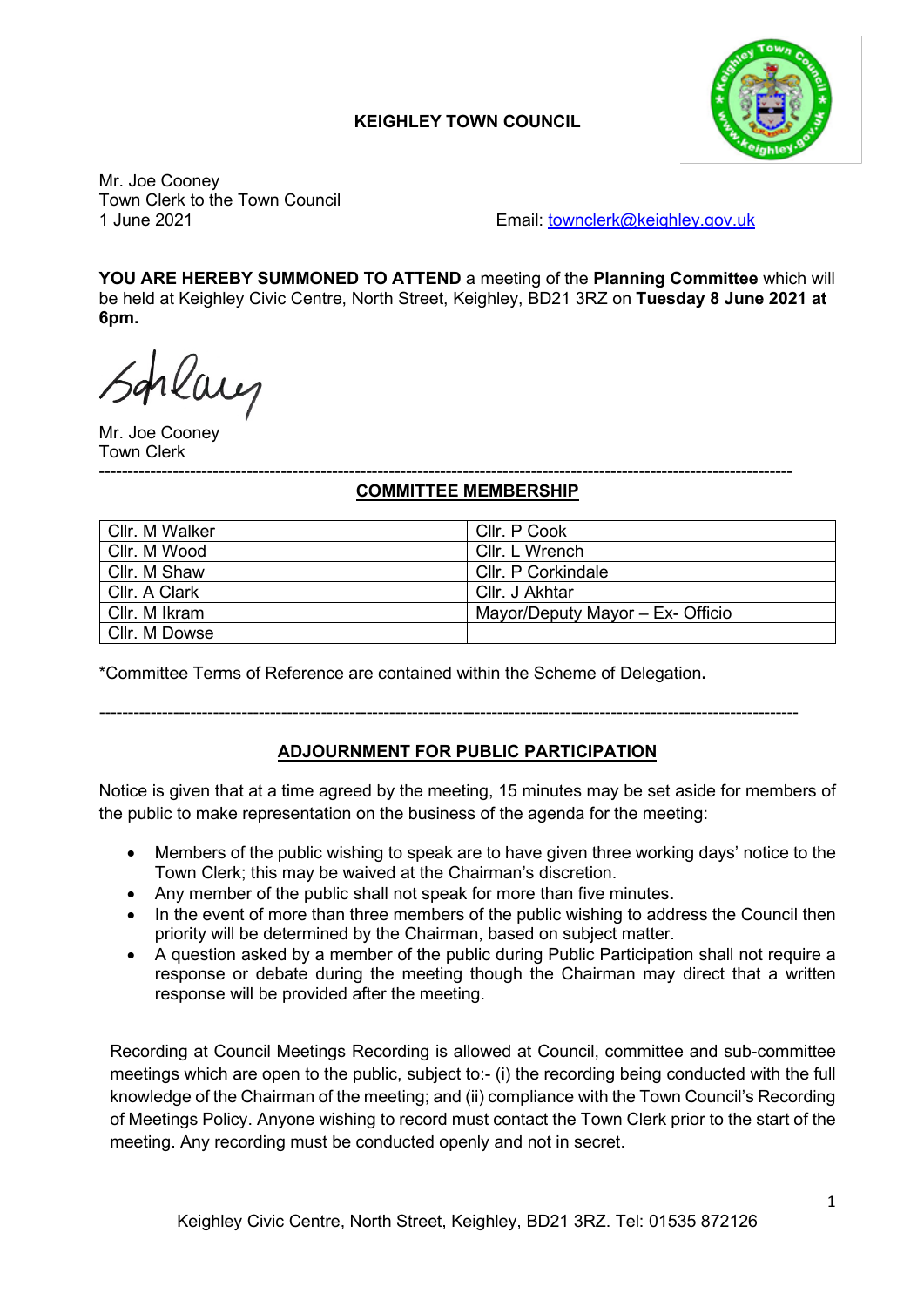**KEIGHLEY TOWN COUNCIL**

Mr. Joe Cooney
Town Clerk to the Town Council
1 June 2021

Email: townclerk@keighley.gov.uk

**YOU ARE HEREBY SUMMONED TO ATTEND** a meeting of the **Planning Committee** which will be held at Keighley Civic Centre, North Street, Keighley, BD21 3RZ on **Tuesday 8 June 2021 at 6pm.**

Mr. Joe Cooney
Town Clerk

---

## COMMITTEE MEMBERSHIP

| | |
|---|---|
| Cllr. M Walker | Cllr. P Cook |
| Cllr. M Wood | Cllr. L Wrench |
| Cllr. M Shaw | Cllr. P Corkindale |
| Cllr. A Clark | Cllr. J Akhtar |
| Cllr. M Ikram | Mayor/Deputy Mayor – Ex- Officio |
| Cllr. M Dowse | |

*Committee Terms of Reference are contained within the Scheme of Delegation.

---

## ADJOURNMENT FOR PUBLIC PARTICIPATION

Notice is given that at a time agreed by the meeting, 15 minutes may be set aside for members of the public to make representation on the business of the agenda for the meeting:

- Members of the public wishing to speak are to have given three working days' notice to the Town Clerk; this may be waived at the Chairman's discretion.
- Any member of the public shall not speak for more than five minutes.
- In the event of more than three members of the public wishing to address the Council then priority will be determined by the Chairman, based on subject matter.
- A question asked by a member of the public during Public Participation shall not require a response or debate during the meeting though the Chairman may direct that a written response will be provided after the meeting.

Recording at Council Meetings Recording is allowed at Council, committee and sub-committee meetings which are open to the public, subject to:- (i) the recording being conducted with the full knowledge of the Chairman of the meeting; and (ii) compliance with the Town Council's Recording of Meetings Policy. Anyone wishing to record must contact the Town Clerk prior to the start of the meeting. Any recording must be conducted openly and not in secret.

Keighley Civic Centre, North Street, Keighley, BD21 3RZ. Tel: 01535 872126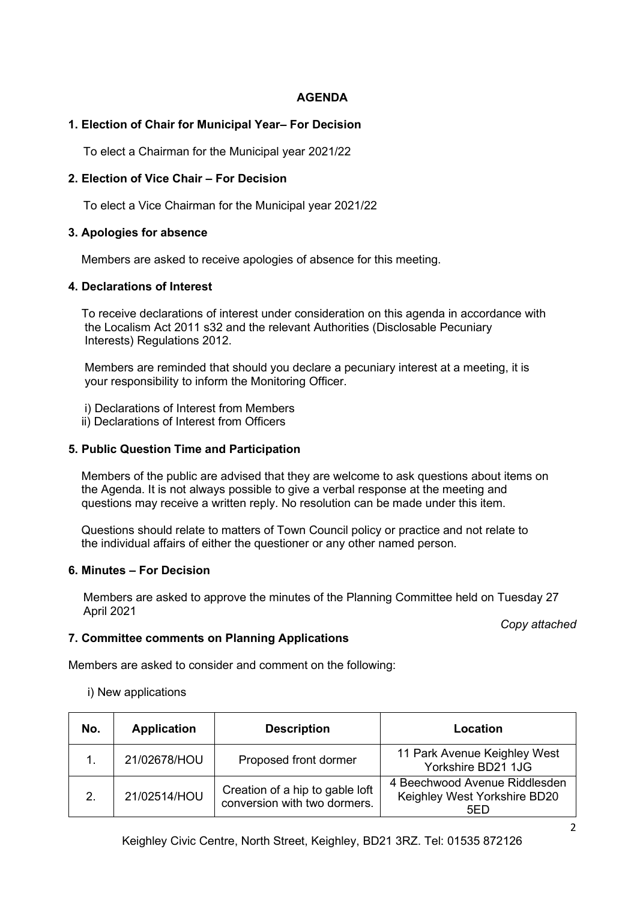# AGENDA

**1. Election of Chair for Municipal Year– For Decision**

To elect a Chairman for the Municipal year 2021/22

**2. Election of Vice Chair – For Decision**

To elect a Vice Chairman for the Municipal year 2021/22

**3. Apologies for absence**

Members are asked to receive apologies of absence for this meeting.

**4. Declarations of Interest**

To receive declarations of interest under consideration on this agenda in accordance with the Localism Act 2011 s32 and the relevant Authorities (Disclosable Pecuniary Interests) Regulations 2012.

Members are reminded that should you declare a pecuniary interest at a meeting, it is your responsibility to inform the Monitoring Officer.

i) Declarations of Interest from Members
ii) Declarations of Interest from Officers

**5. Public Question Time and Participation**

Members of the public are advised that they are welcome to ask questions about items on the Agenda. It is not always possible to give a verbal response at the meeting and questions may receive a written reply. No resolution can be made under this item.

Questions should relate to matters of Town Council policy or practice and not relate to the individual affairs of either the questioner or any other named person.

**6. Minutes – For Decision**

Members are asked to approve the minutes of the Planning Committee held on Tuesday 27 April 2021

*Copy attached*

**7. Committee comments on Planning Applications**

Members are asked to consider and comment on the following:

i) New applications

| No. | Application | Description | Location |
|---|---|---|---|
| 1. | 21/02678/HOU | Proposed front dormer | 11 Park Avenue Keighley West Yorkshire BD21 1JG |
| 2. | 21/02514/HOU | Creation of a hip to gable loft conversion with two dormers. | 4 Beechwood Avenue Riddlesden Keighley West Yorkshire BD20 5ED |

Keighley Civic Centre, North Street, Keighley, BD21 3RZ. Tel: 01535 872126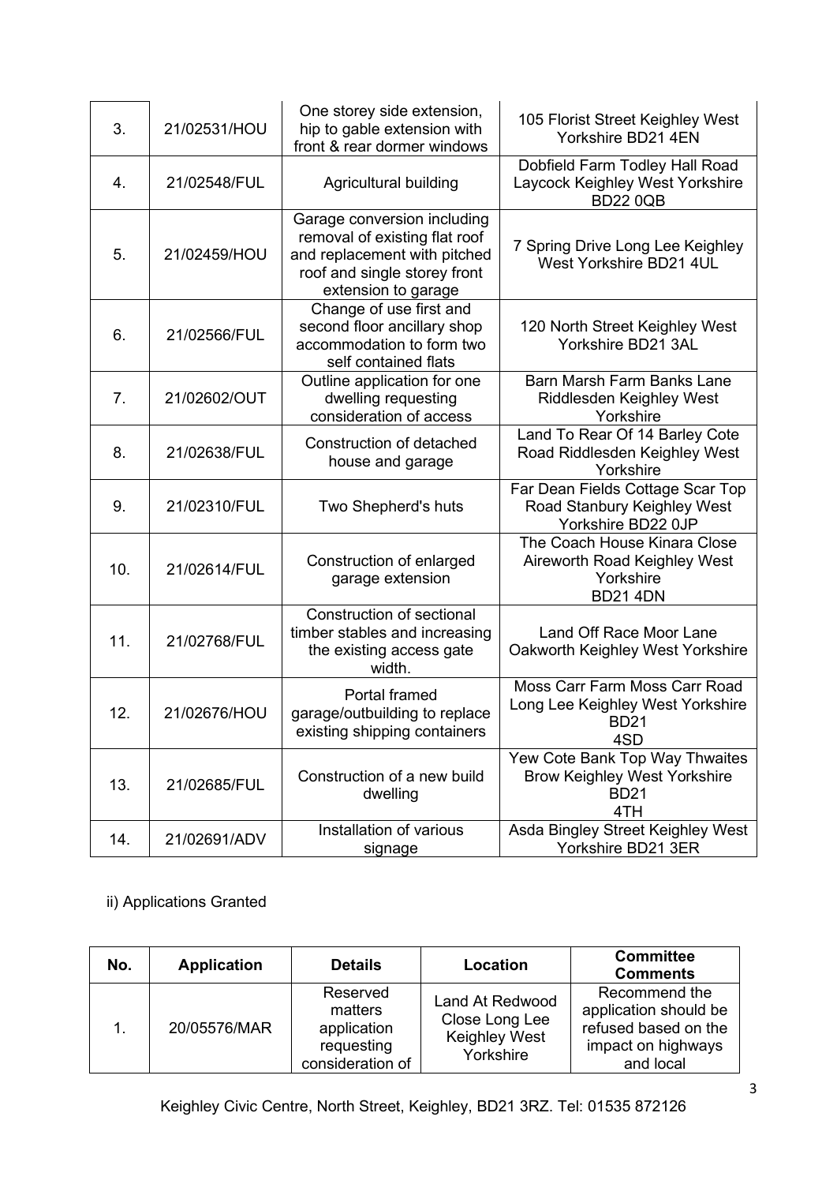| 3. | 21/02531/HOU | One storey side extension, hip to gable extension with front & rear dormer windows | 105 Florist Street Keighley West Yorkshire BD21 4EN |
|---|---|---|---|
| 4. | 21/02548/FUL | Agricultural building | Dobfield Farm Todley Hall Road Laycock Keighley West Yorkshire BD22 0QB |
| 5. | 21/02459/HOU | Garage conversion including removal of existing flat roof and replacement with pitched roof and single storey front extension to garage | 7 Spring Drive Long Lee Keighley West Yorkshire BD21 4UL |
| 6. | 21/02566/FUL | Change of use first and second floor ancillary shop accommodation to form two self contained flats | 120 North Street Keighley West Yorkshire BD21 3AL |
| 7. | 21/02602/OUT | Outline application for one dwelling requesting consideration of access | Barn Marsh Farm Banks Lane Riddlesden Keighley West Yorkshire |
| 8. | 21/02638/FUL | Construction of detached house and garage | Land To Rear Of 14 Barley Cote Road Riddlesden Keighley West Yorkshire |
| 9. | 21/02310/FUL | Two Shepherd's huts | Far Dean Fields Cottage Scar Top Road Stanbury Keighley West Yorkshire BD22 0JP |
| 10. | 21/02614/FUL | Construction of enlarged garage extension | The Coach House Kinara Close Aireworth Road Keighley West Yorkshire BD21 4DN |
| 11. | 21/02768/FUL | Construction of sectional timber stables and increasing the existing access gate width. | Land Off Race Moor Lane Oakworth Keighley West Yorkshire |
| 12. | 21/02676/HOU | Portal framed garage/outbuilding to replace existing shipping containers | Moss Carr Farm Moss Carr Road Long Lee Keighley West Yorkshire BD21 4SD |
| 13. | 21/02685/FUL | Construction of a new build dwelling | Yew Cote Bank Top Way Thwaites Brow Keighley West Yorkshire BD21 4TH |
| 14. | 21/02691/ADV | Installation of various signage | Asda Bingley Street Keighley West Yorkshire BD21 3ER |

ii) Applications Granted

| No. | Application | Details | Location | Committee Comments |
|---|---|---|---|---|
| 1. | 20/05576/MAR | Reserved matters application requesting consideration of | Land At Redwood Close Long Lee Keighley West Yorkshire | Recommend the application should be refused based on the impact on highways and local |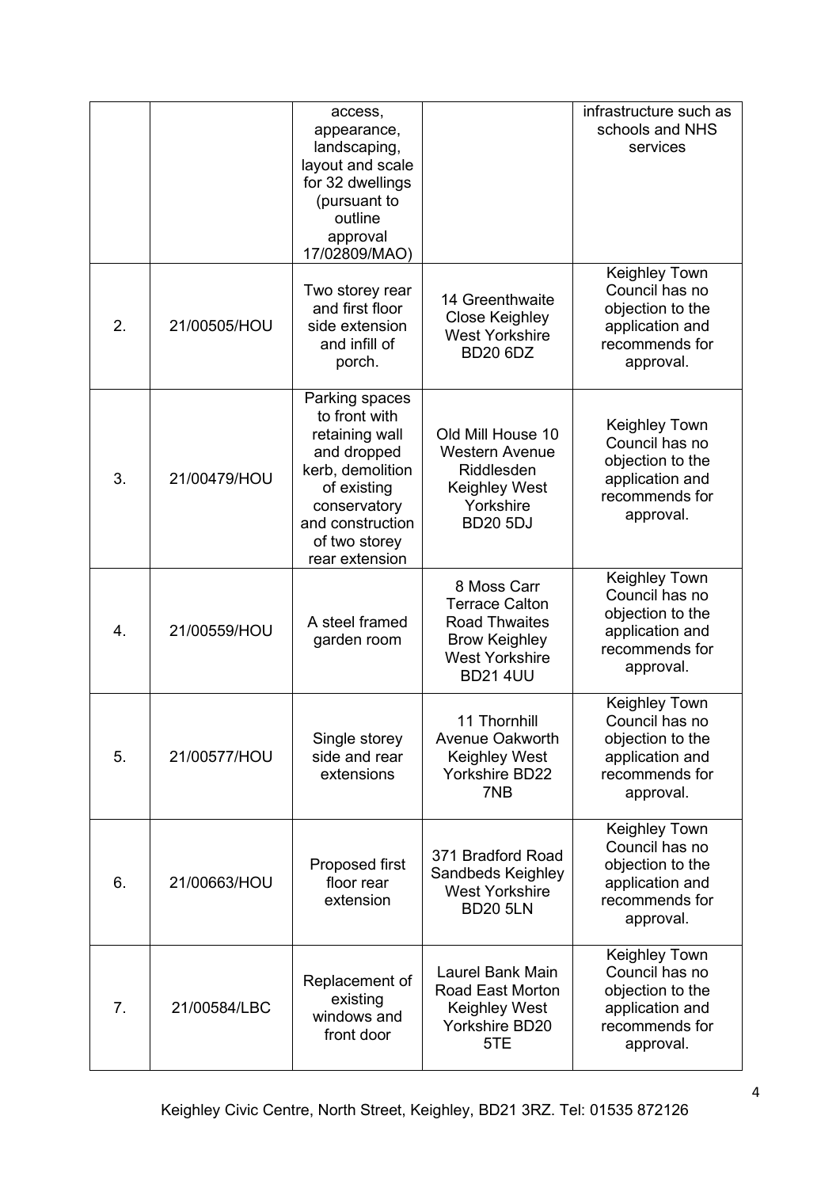| | | access, appearance, landscaping, layout and scale for 32 dwellings (pursuant to outline approval 17/02809/MAO) | | infrastructure such as schools and NHS services |
|---|---|---|---|---|
| 2. | 21/00505/HOU | Two storey rear and first floor side extension and infill of porch. | 14 Greenthwaite Close Keighley West Yorkshire BD20 6DZ | Keighley Town Council has no objection to the application and recommends for approval. |
| 3. | 21/00479/HOU | Parking spaces to front with retaining wall and dropped kerb, demolition of existing conservatory and construction of two storey rear extension | Old Mill House 10 Western Avenue Riddlesden Keighley West Yorkshire BD20 5DJ | Keighley Town Council has no objection to the application and recommends for approval. |
| 4. | 21/00559/HOU | A steel framed garden room | 8 Moss Carr Terrace Calton Road Thwaites Brow Keighley West Yorkshire BD21 4UU | Keighley Town Council has no objection to the application and recommends for approval. |
| 5. | 21/00577/HOU | Single storey side and rear extensions | 11 Thornhill Avenue Oakworth Keighley West Yorkshire BD22 7NB | Keighley Town Council has no objection to the application and recommends for approval. |
| 6. | 21/00663/HOU | Proposed first floor rear extension | 371 Bradford Road Sandbeds Keighley West Yorkshire BD20 5LN | Keighley Town Council has no objection to the application and recommends for approval. |
| 7. | 21/00584/LBC | Replacement of existing windows and front door | Laurel Bank Main Road East Morton Keighley West Yorkshire BD20 5TE | Keighley Town Council has no objection to the application and recommends for approval. |

Keighley Civic Centre, North Street, Keighley, BD21 3RZ. Tel: 01535 872126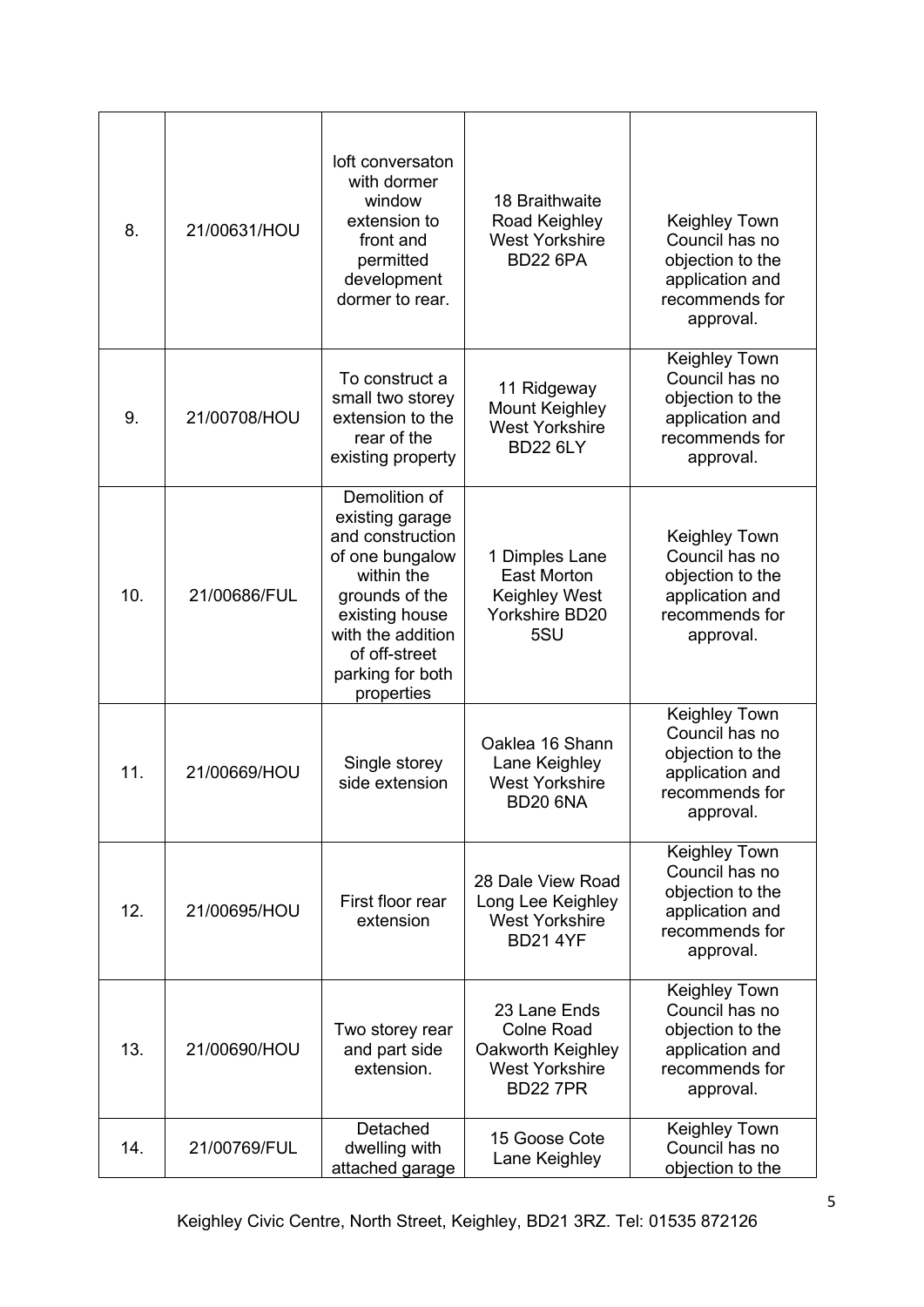| 8. | 21/00631/HOU | loft conversaton with dormer window extension to front and permitted development dormer to rear. | 18 Braithwaite Road Keighley West Yorkshire BD22 6PA | Keighley Town Council has no objection to the application and recommends for approval. |
|---|---|---|---|---|
| 9. | 21/00708/HOU | To construct a small two storey extension to the rear of the existing property | 11 Ridgeway Mount Keighley West Yorkshire BD22 6LY | Keighley Town Council has no objection to the application and recommends for approval. |
| 10. | 21/00686/FUL | Demolition of existing garage and construction of one bungalow within the grounds of the existing house with the addition of off-street parking for both properties | 1 Dimples Lane East Morton Keighley West Yorkshire BD20 5SU | Keighley Town Council has no objection to the application and recommends for approval. |
| 11. | 21/00669/HOU | Single storey side extension | Oaklea 16 Shann Lane Keighley West Yorkshire BD20 6NA | Keighley Town Council has no objection to the application and recommends for approval. |
| 12. | 21/00695/HOU | First floor rear extension | 28 Dale View Road Long Lee Keighley West Yorkshire BD21 4YF | Keighley Town Council has no objection to the application and recommends for approval. |
| 13. | 21/00690/HOU | Two storey rear and part side extension. | 23 Lane Ends Colne Road Oakworth Keighley West Yorkshire BD22 7PR | Keighley Town Council has no objection to the application and recommends for approval. |
| 14. | 21/00769/FUL | Detached dwelling with attached garage | 15 Goose Cote Lane Keighley | Keighley Town Council has no objection to the |

Keighley Civic Centre, North Street, Keighley, BD21 3RZ. Tel: 01535 872126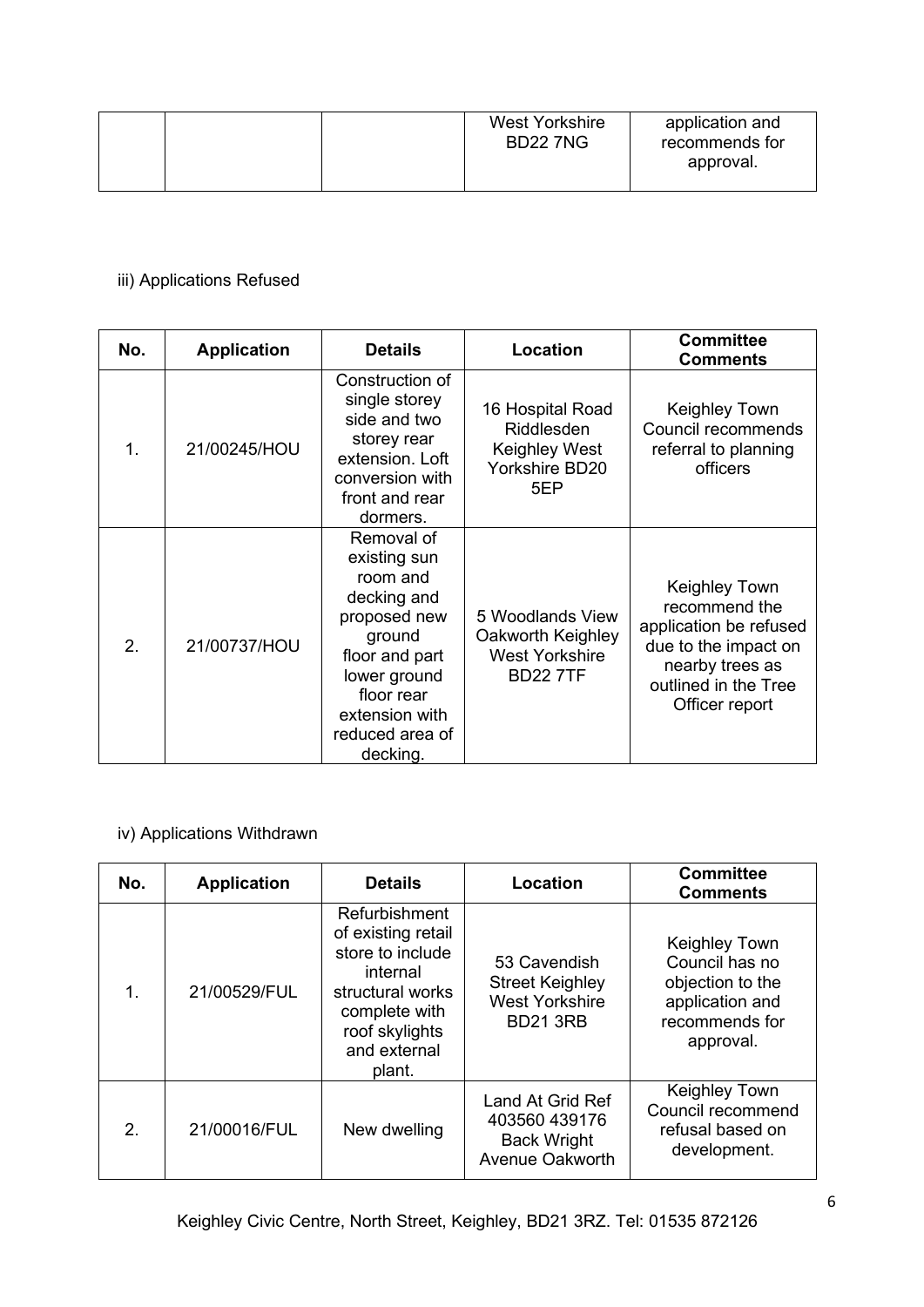| | | | West Yorkshire BD22 7NG | application and recommends for approval. |
|---|---|---|---|---|

iii) Applications Refused

| No. | Application | Details | Location | Committee Comments |
|---|---|---|---|---|
| 1. | 21/00245/HOU | Construction of single storey side and two storey rear extension. Loft conversion with front and rear dormers. | 16 Hospital Road Riddlesden Keighley West Yorkshire BD20 5EP | Keighley Town Council recommends referral to planning officers |
| 2. | 21/00737/HOU | Removal of existing sun room and decking and proposed new ground floor and part lower ground floor rear extension with reduced area of decking. | 5 Woodlands View Oakworth Keighley West Yorkshire BD22 7TF | Keighley Town recommend the application be refused due to the impact on nearby trees as outlined in the Tree Officer report |

iv) Applications Withdrawn

| No. | Application | Details | Location | Committee Comments |
|---|---|---|---|---|
| 1. | 21/00529/FUL | Refurbishment of existing retail store to include internal structural works complete with roof skylights and external plant. | 53 Cavendish Street Keighley West Yorkshire BD21 3RB | Keighley Town Council has no objection to the application and recommends for approval. |
| 2. | 21/00016/FUL | New dwelling | Land At Grid Ref 403560 439176 Back Wright Avenue Oakworth | Keighley Town Council recommend refusal based on development. |

Keighley Civic Centre, North Street, Keighley, BD21 3RZ. Tel: 01535 872126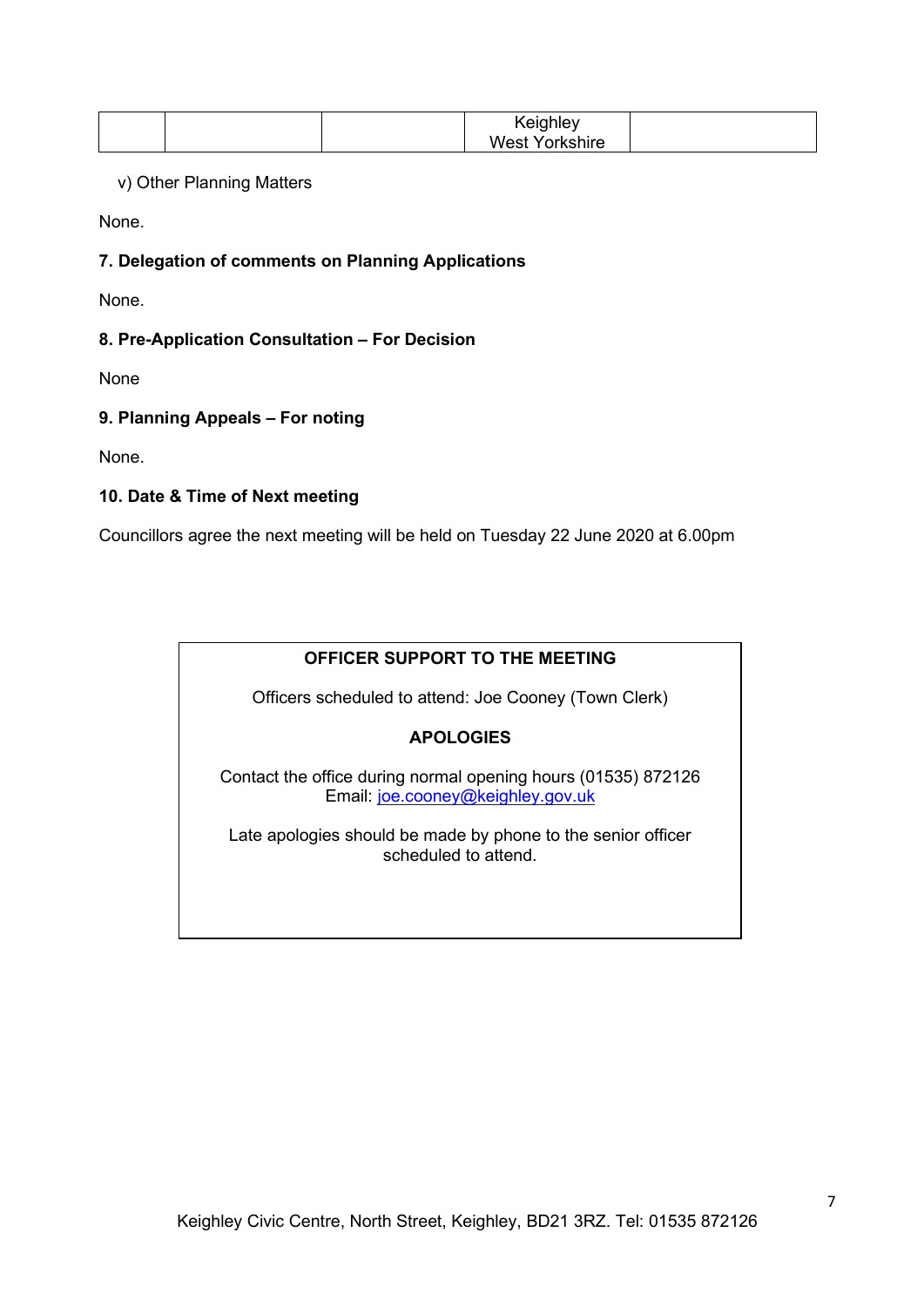| | | | Keighley West Yorkshire | |
|---|---|---|---|---|

v) Other Planning Matters

None.

**7. Delegation of comments on Planning Applications**

None.

**8. Pre-Application Consultation – For Decision**

None

**9. Planning Appeals – For noting**

None.

**10. Date & Time of Next meeting**

Councillors agree the next meeting will be held on Tuesday 22 June 2020 at 6.00pm

**OFFICER SUPPORT TO THE MEETING**

Officers scheduled to attend: Joe Cooney (Town Clerk)

**APOLOGIES**

Contact the office during normal opening hours (01535) 872126
Email: joe.cooney@keighley.gov.uk

Late apologies should be made by phone to the senior officer scheduled to attend.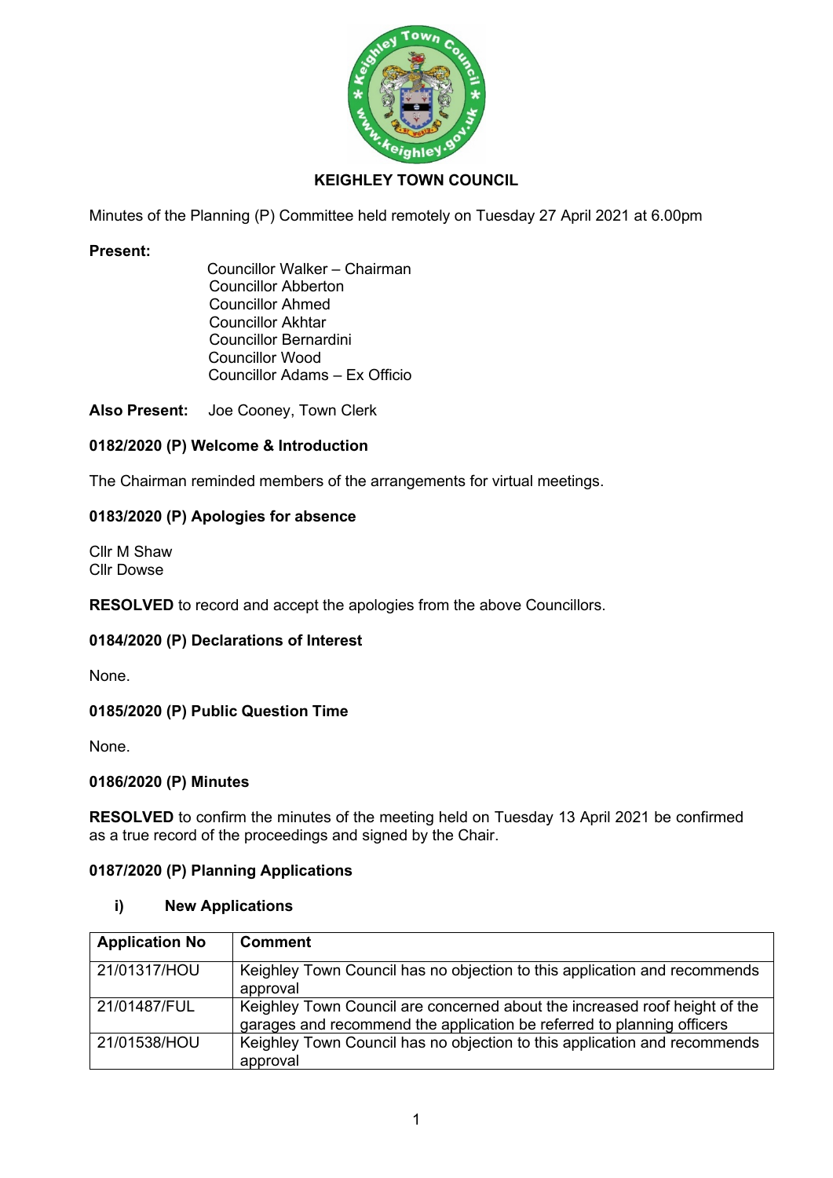# KEIGHLEY TOWN COUNCIL

Minutes of the Planning (P) Committee held remotely on Tuesday 27 April 2021 at 6.00pm

**Present:**

Councillor Walker – Chairman
Councillor Abberton
Councillor Ahmed
Councillor Akhtar
Councillor Bernardini
Councillor Wood
Councillor Adams – Ex Officio

**Also Present:** Joe Cooney, Town Clerk

### 0182/2020 (P) Welcome & Introduction

The Chairman reminded members of the arrangements for virtual meetings.

### 0183/2020 (P) Apologies for absence

Cllr M Shaw
Cllr Dowse

**RESOLVED** to record and accept the apologies from the above Councillors.

### 0184/2020 (P) Declarations of Interest

None.

### 0185/2020 (P) Public Question Time

None.

### 0186/2020 (P) Minutes

**RESOLVED** to confirm the minutes of the meeting held on Tuesday 13 April 2021 be confirmed as a true record of the proceedings and signed by the Chair.

### 0187/2020 (P) Planning Applications

**i) New Applications**

| Application No | Comment |
|---|---|
| 21/01317/HOU | Keighley Town Council has no objection to this application and recommends approval |
| 21/01487/FUL | Keighley Town Council are concerned about the increased roof height of the garages and recommend the application be referred to planning officers |
| 21/01538/HOU | Keighley Town Council has no objection to this application and recommends approval |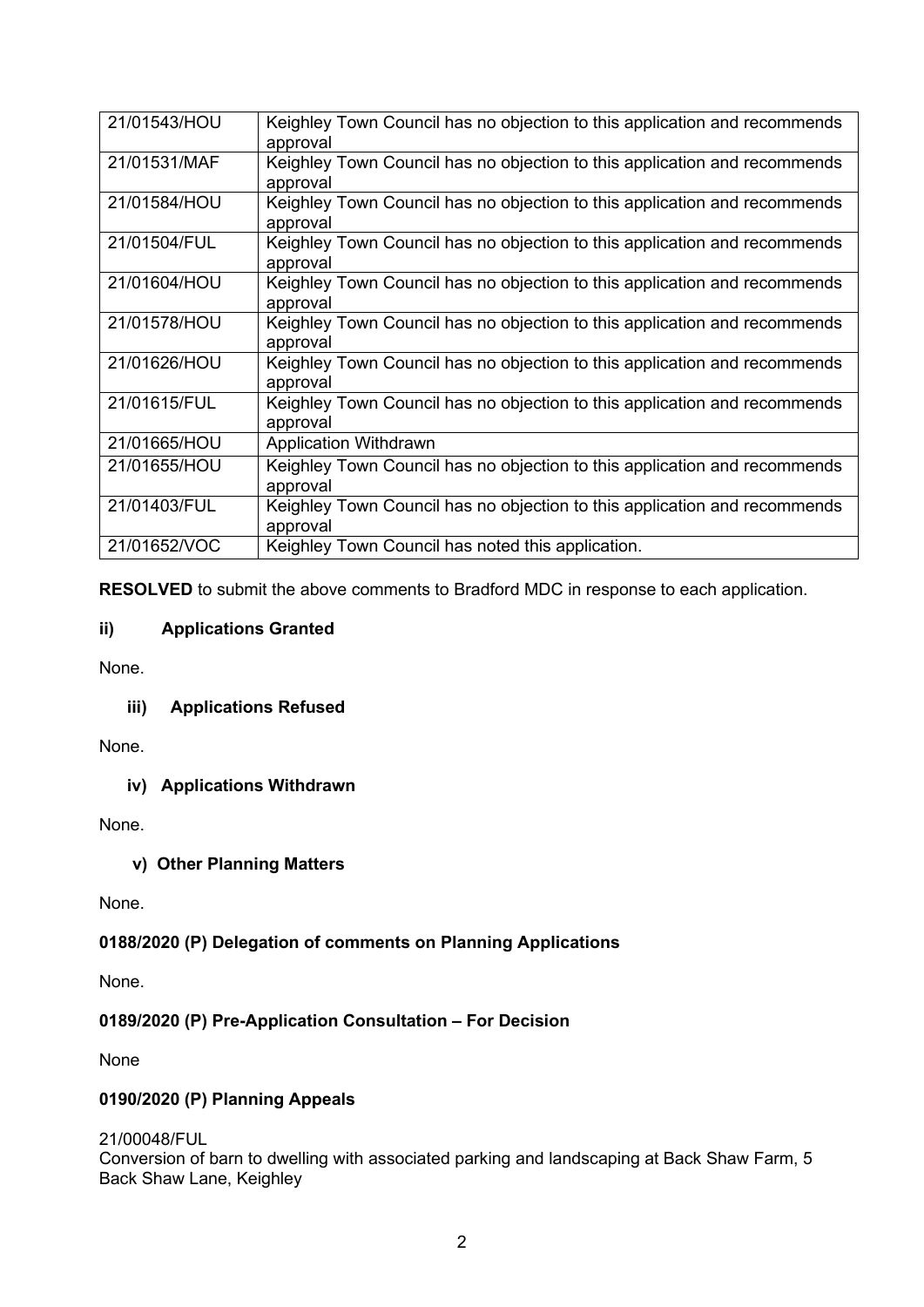| | |
|---|---|
| 21/01543/HOU | Keighley Town Council has no objection to this application and recommends approval |
| 21/01531/MAF | Keighley Town Council has no objection to this application and recommends approval |
| 21/01584/HOU | Keighley Town Council has no objection to this application and recommends approval |
| 21/01504/FUL | Keighley Town Council has no objection to this application and recommends approval |
| 21/01604/HOU | Keighley Town Council has no objection to this application and recommends approval |
| 21/01578/HOU | Keighley Town Council has no objection to this application and recommends approval |
| 21/01626/HOU | Keighley Town Council has no objection to this application and recommends approval |
| 21/01615/FUL | Keighley Town Council has no objection to this application and recommends approval |
| 21/01665/HOU | Application Withdrawn |
| 21/01655/HOU | Keighley Town Council has no objection to this application and recommends approval |
| 21/01403/FUL | Keighley Town Council has no objection to this application and recommends approval |
| 21/01652/VOC | Keighley Town Council has noted this application. |

**RESOLVED** to submit the above comments to Bradford MDC in response to each application.

**ii) Applications Granted**

None.

**iii) Applications Refused**

None.

**iv) Applications Withdrawn**

None.

**v) Other Planning Matters**

None.

**0188/2020 (P) Delegation of comments on Planning Applications**

None.

**0189/2020 (P) Pre-Application Consultation – For Decision**

None

**0190/2020 (P) Planning Appeals**

21/00048/FUL
Conversion of barn to dwelling with associated parking and landscaping at Back Shaw Farm, 5 Back Shaw Lane, Keighley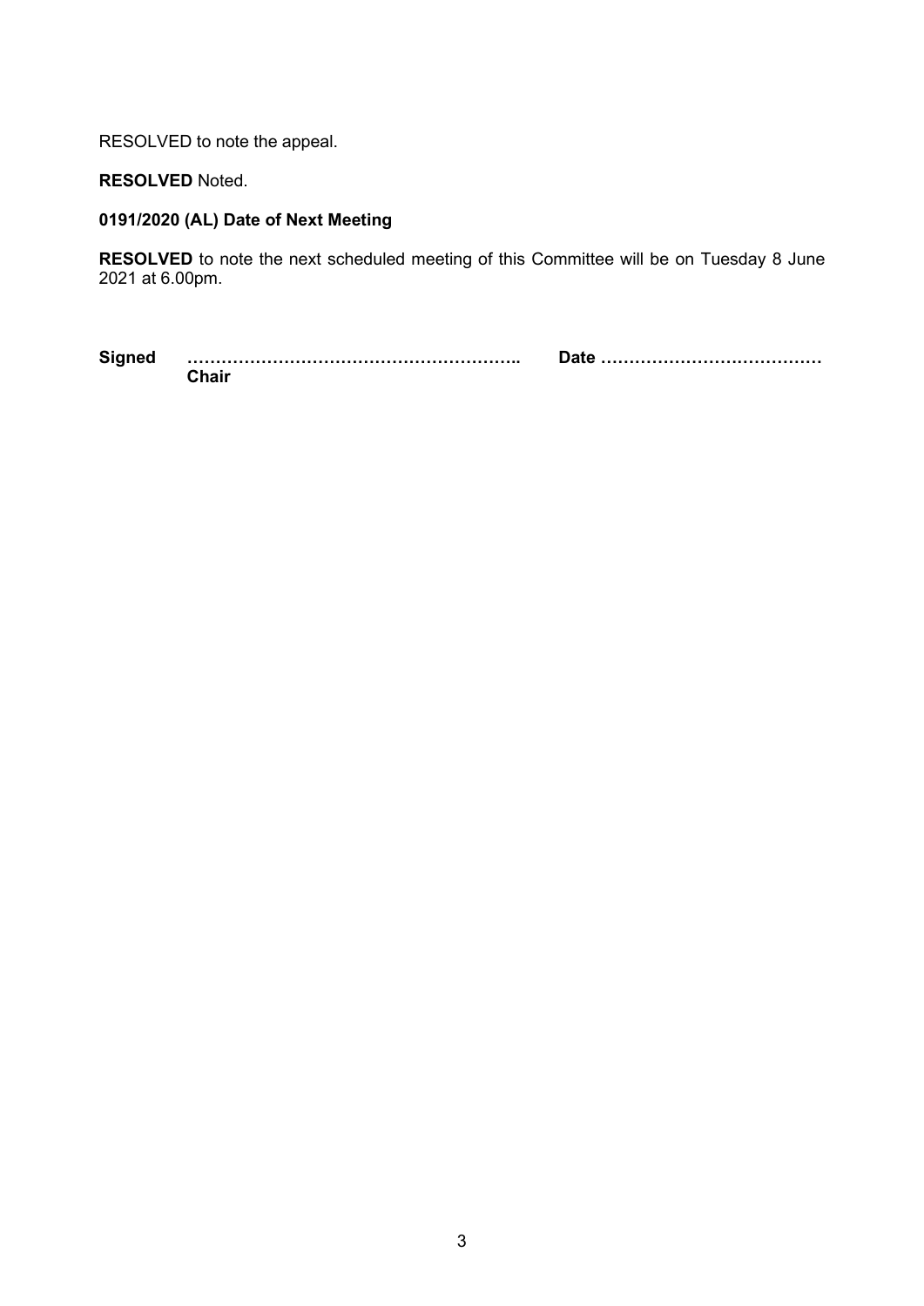RESOLVED to note the appeal.

**RESOLVED** Noted.

**0191/2020 (AL) Date of Next Meeting**

**RESOLVED** to note the next scheduled meeting of this Committee will be on Tuesday 8 June 2021 at 6.00pm.

**Signed ………………………………………………….. Date …………………………………**
**Chair**